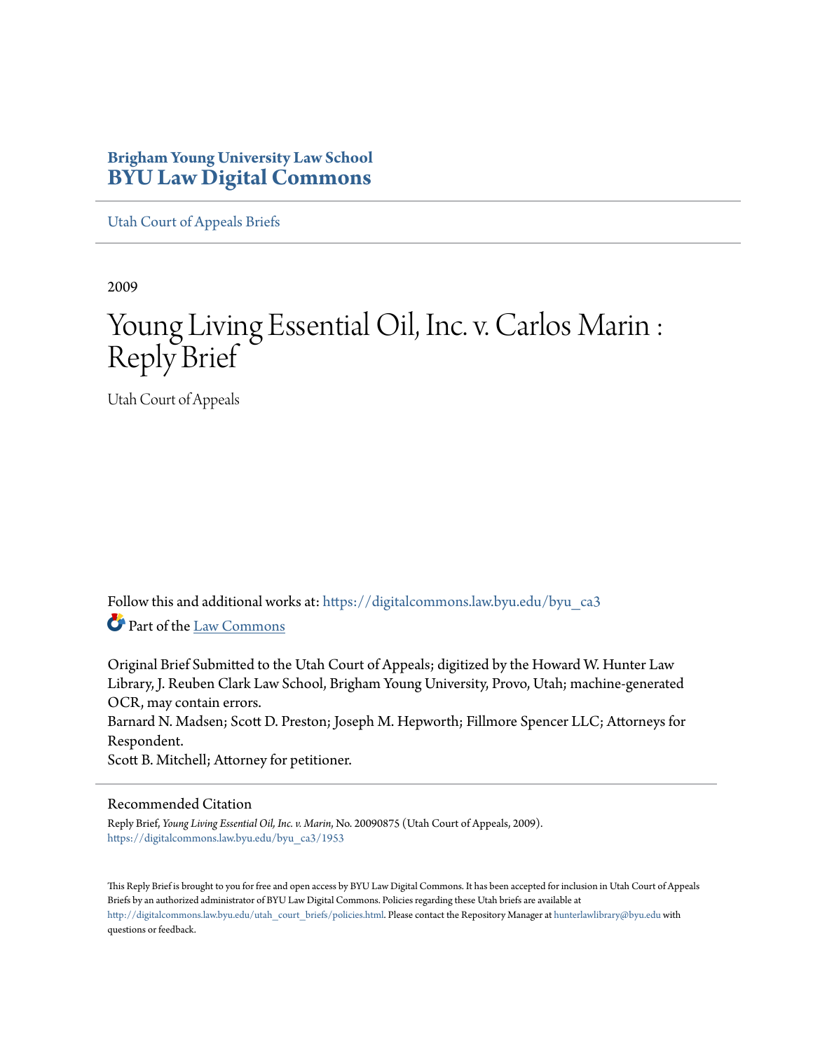**Brigham Young University Law School**
**BYU Law Digital Commons**

Utah Court of Appeals Briefs

2009

# Young Living Essential Oil, Inc. v. Carlos Marin : Reply Brief

Utah Court of Appeals

Follow this and additional works at: https://digitalcommons.law.byu.edu/byu_ca3

Part of the Law Commons

Original Brief Submitted to the Utah Court of Appeals; digitized by the Howard W. Hunter Law Library, J. Reuben Clark Law School, Brigham Young University, Provo, Utah; machine-generated OCR, may contain errors.
Barnard N. Madsen; Scott D. Preston; Joseph M. Hepworth; Fillmore Spencer LLC; Attorneys for Respondent.
Scott B. Mitchell; Attorney for petitioner.

## Recommended Citation

Reply Brief, *Young Living Essential Oil, Inc. v. Marin*, No. 20090875 (Utah Court of Appeals, 2009).
https://digitalcommons.law.byu.edu/byu_ca3/1953

This Reply Brief is brought to you for free and open access by BYU Law Digital Commons. It has been accepted for inclusion in Utah Court of Appeals Briefs by an authorized administrator of BYU Law Digital Commons. Policies regarding these Utah briefs are available at http://digitalcommons.law.byu.edu/utah_court_briefs/policies.html. Please contact the Repository Manager at hunterlawlibrary@byu.edu with questions or feedback.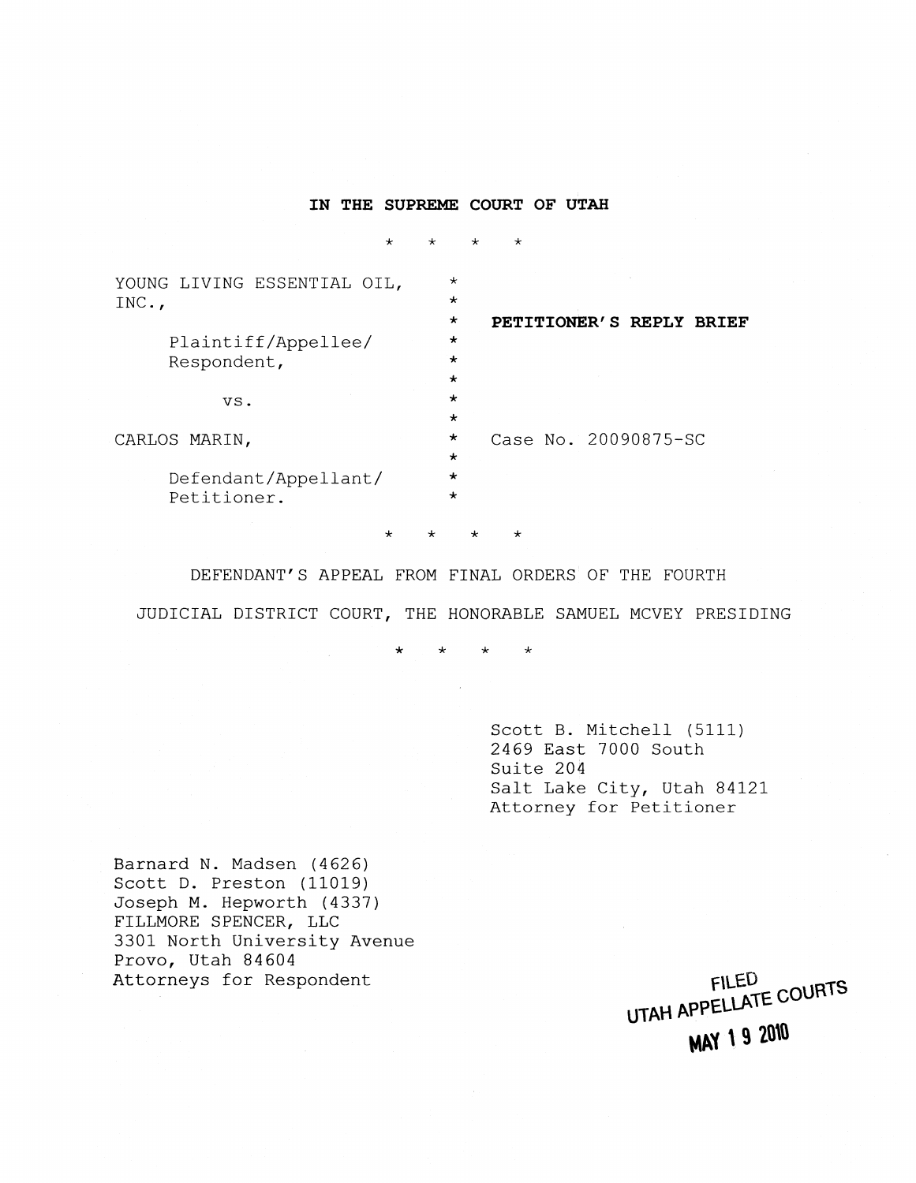**IN THE SUPREME COURT OF UTAH**

\* \* \* \*

| | | |
|---|---|---|
| YOUNG LIVING ESSENTIAL OIL, INC., | * | **PETITIONER'S REPLY BRIEF** |
| Plaintiff/Appellee/ Respondent, | * | |
| vs. | * | |
| CARLOS MARIN, | * | Case No. 20090875-SC |
| Defendant/Appellant/ Petitioner. | * | |

\* \* \* \*

DEFENDANT'S APPEAL FROM FINAL ORDERS OF THE FOURTH JUDICIAL DISTRICT COURT, THE HONORABLE SAMUEL MCVEY PRESIDING

\* \* \* \*

Scott B. Mitchell (5111)
2469 East 7000 South
Suite 204
Salt Lake City, Utah 84121
Attorney for Petitioner

Barnard N. Madsen (4626)
Scott D. Preston (11019)
Joseph M. Hepworth (4337)
FILLMORE SPENCER, LLC
3301 North University Avenue
Provo, Utah 84604
Attorneys for Respondent

FILED
UTAH APPELLATE COURTS
MAY 19 2010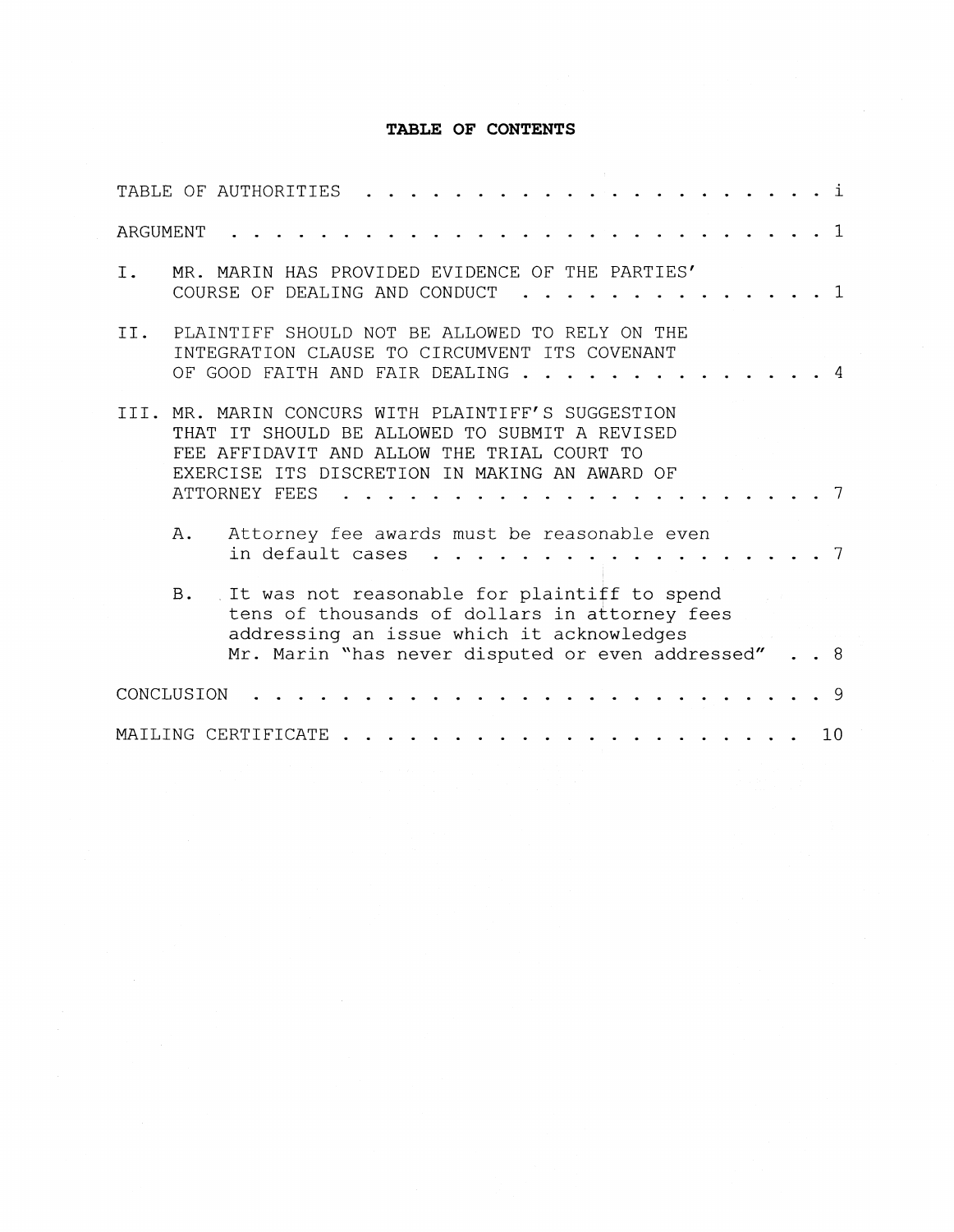**TABLE OF CONTENTS**

| | |
|---|---|
| TABLE OF AUTHORITIES | i |
| ARGUMENT | 1 |
| I. MR. MARIN HAS PROVIDED EVIDENCE OF THE PARTIES' COURSE OF DEALING AND CONDUCT | 1 |
| II. PLAINTIFF SHOULD NOT BE ALLOWED TO RELY ON THE INTEGRATION CLAUSE TO CIRCUMVENT ITS COVENANT OF GOOD FAITH AND FAIR DEALING | 4 |
| III. MR. MARIN CONCURS WITH PLAINTIFF'S SUGGESTION THAT IT SHOULD BE ALLOWED TO SUBMIT A REVISED FEE AFFIDAVIT AND ALLOW THE TRIAL COURT TO EXERCISE ITS DISCRETION IN MAKING AN AWARD OF ATTORNEY FEES | 7 |
| A. Attorney fee awards must be reasonable even in default cases | 7 |
| B. It was not reasonable for plaintiff to spend tens of thousands of dollars in attorney fees addressing an issue which it acknowledges Mr. Marin "has never disputed or even addressed" | 8 |
| CONCLUSION | 9 |
| MAILING CERTIFICATE | 10 |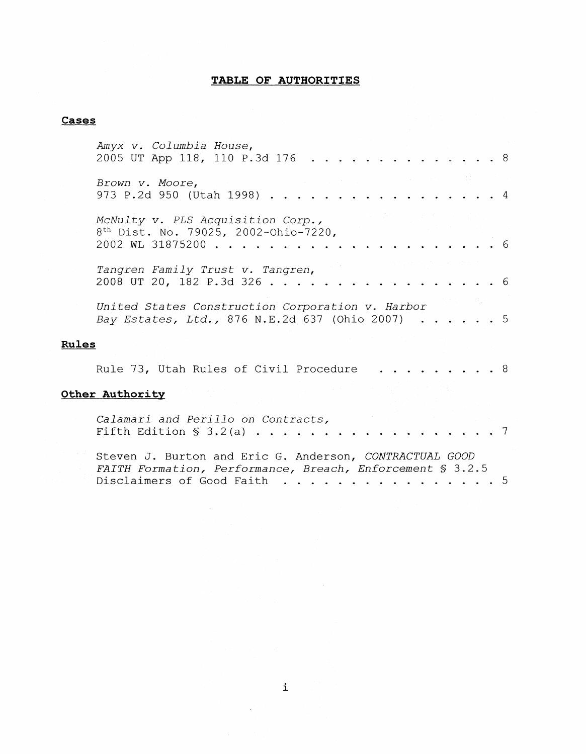# TABLE OF AUTHORITIES

## Cases

*Amyx v. Columbia House*,
2005 UT App 118, 110 P.3d 176 . . . . . . . . . . . . . . . 8

*Brown v. Moore*,
973 P.2d 950 (Utah 1998) . . . . . . . . . . . . . . . . . 4

*McNulty v. PLS Acquisition Corp.*,
8th Dist. No. 79025, 2002-Ohio-7220,
2002 WL 31875200 . . . . . . . . . . . . . . . . . . . . . 6

*Tangren Family Trust v. Tangren*,
2008 UT 20, 182 P.3d 326 . . . . . . . . . . . . . . . . . 6

*United States Construction Corporation v. Harbor Bay Estates, Ltd.*, 876 N.E.2d 637 (Ohio 2007) . . . . . . 5

## Rules

Rule 73, Utah Rules of Civil Procedure . . . . . . . . . 8

## Other Authority

*Calamari and Perillo on Contracts*,
Fifth Edition § 3.2(a) . . . . . . . . . . . . . . . . . . 7

Steven J. Burton and Eric G. Anderson, *CONTRACTUAL GOOD FAITH Formation, Performance, Breach, Enforcement* § 3.2.5 Disclaimers of Good Faith . . . . . . . . . . . . . . . . 5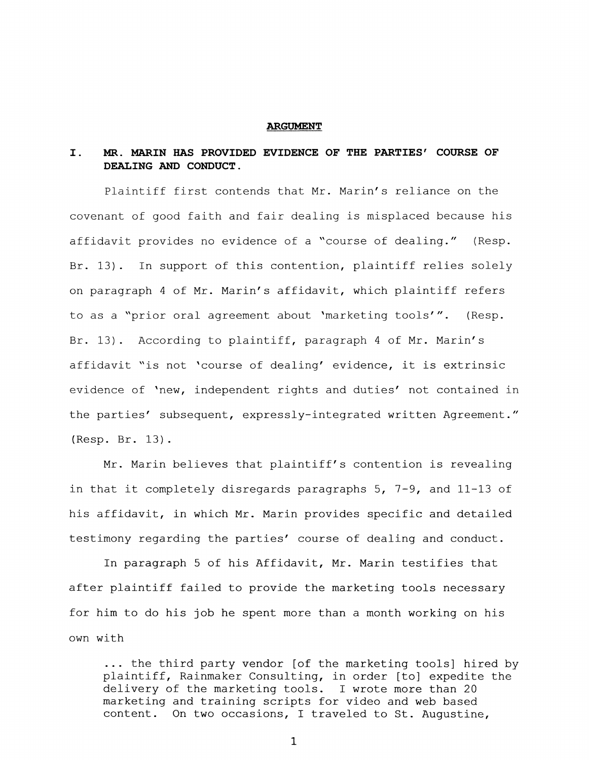## ARGUMENT

### I. MR. MARIN HAS PROVIDED EVIDENCE OF THE PARTIES' COURSE OF DEALING AND CONDUCT.

Plaintiff first contends that Mr. Marin's reliance on the covenant of good faith and fair dealing is misplaced because his affidavit provides no evidence of a "course of dealing." (Resp. Br. 13). In support of this contention, plaintiff relies solely on paragraph 4 of Mr. Marin's affidavit, which plaintiff refers to as a "prior oral agreement about 'marketing tools'". (Resp. Br. 13). According to plaintiff, paragraph 4 of Mr. Marin's affidavit "is not 'course of dealing' evidence, it is extrinsic evidence of 'new, independent rights and duties' not contained in the parties' subsequent, expressly-integrated written Agreement." (Resp. Br. 13).

Mr. Marin believes that plaintiff's contention is revealing in that it completely disregards paragraphs 5, 7-9, and 11-13 of his affidavit, in which Mr. Marin provides specific and detailed testimony regarding the parties' course of dealing and conduct.

In paragraph 5 of his Affidavit, Mr. Marin testifies that after plaintiff failed to provide the marketing tools necessary for him to do his job he spent more than a month working on his own with

> ... the third party vendor [of the marketing tools] hired by plaintiff, Rainmaker Consulting, in order [to] expedite the delivery of the marketing tools. I wrote more than 20 marketing and training scripts for video and web based content. On two occasions, I traveled to St. Augustine,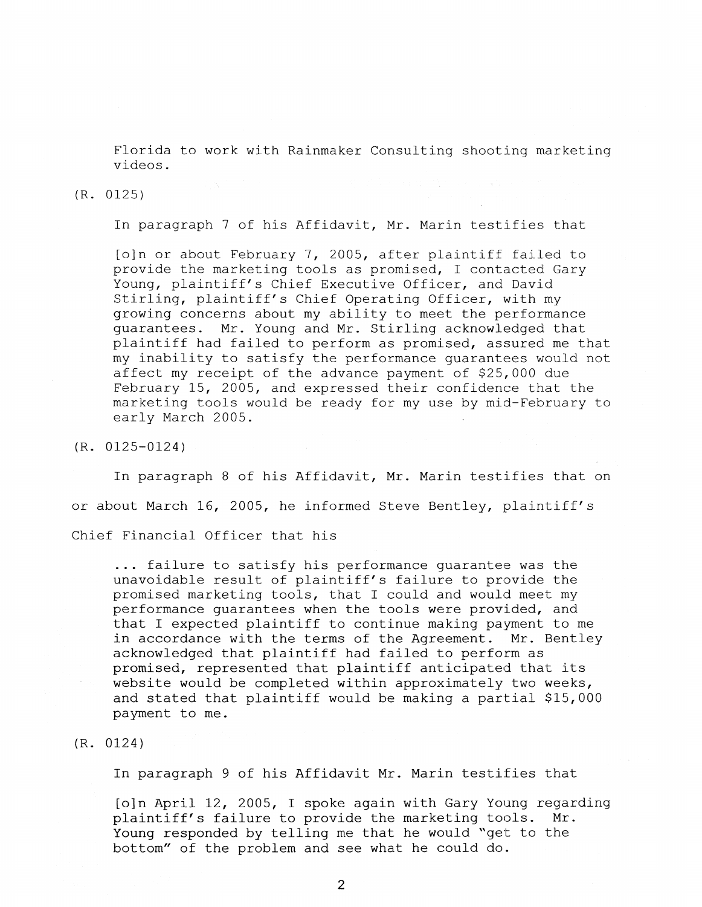> Florida to work with Rainmaker Consulting shooting marketing videos.

(R. 0125)

In paragraph 7 of his Affidavit, Mr. Marin testifies that

> [o]n or about February 7, 2005, after plaintiff failed to provide the marketing tools as promised, I contacted Gary Young, plaintiff's Chief Executive Officer, and David Stirling, plaintiff's Chief Operating Officer, with my growing concerns about my ability to meet the performance guarantees. Mr. Young and Mr. Stirling acknowledged that plaintiff had failed to perform as promised, assured me that my inability to satisfy the performance guarantees would not affect my receipt of the advance payment of $25,000 due February 15, 2005, and expressed their confidence that the marketing tools would be ready for my use by mid-February to early March 2005.

(R. 0125-0124)

In paragraph 8 of his Affidavit, Mr. Marin testifies that on or about March 16, 2005, he informed Steve Bentley, plaintiff's Chief Financial Officer that his

> ... failure to satisfy his performance guarantee was the unavoidable result of plaintiff's failure to provide the promised marketing tools, that I could and would meet my performance guarantees when the tools were provided, and that I expected plaintiff to continue making payment to me in accordance with the terms of the Agreement. Mr. Bentley acknowledged that plaintiff had failed to perform as promised, represented that plaintiff anticipated that its website would be completed within approximately two weeks, and stated that plaintiff would be making a partial $15,000 payment to me.

(R. 0124)

In paragraph 9 of his Affidavit Mr. Marin testifies that

> [o]n April 12, 2005, I spoke again with Gary Young regarding plaintiff's failure to provide the marketing tools. Mr. Young responded by telling me that he would "get to the bottom" of the problem and see what he could do.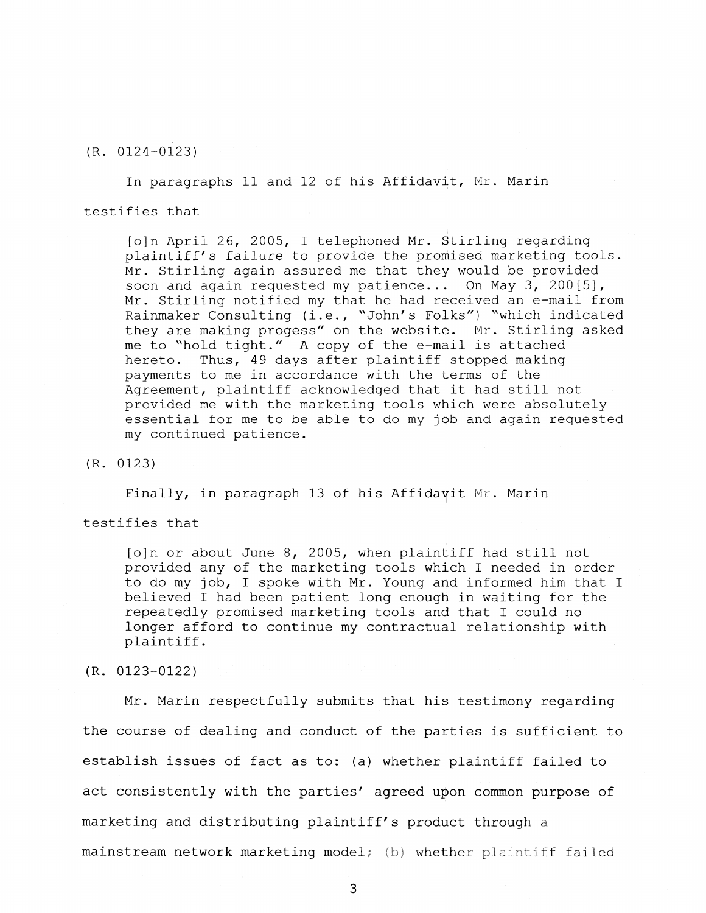(R. 0124-0123)

In paragraphs 11 and 12 of his Affidavit, Mr. Marin testifies that

> [o]n April 26, 2005, I telephoned Mr. Stirling regarding plaintiff's failure to provide the promised marketing tools. Mr. Stirling again assured me that they would be provided soon and again requested my patience... On May 3, 200[5], Mr. Stirling notified my that he had received an e-mail from Rainmaker Consulting (i.e., "John's Folks") "which indicated they are making progess" on the website. Mr. Stirling asked me to "hold tight." A copy of the e-mail is attached hereto. Thus, 49 days after plaintiff stopped making payments to me in accordance with the terms of the Agreement, plaintiff acknowledged that it had still not provided me with the marketing tools which were absolutely essential for me to be able to do my job and again requested my continued patience.

(R. 0123)

Finally, in paragraph 13 of his Affidavit Mr. Marin testifies that

> [o]n or about June 8, 2005, when plaintiff had still not provided any of the marketing tools which I needed in order to do my job, I spoke with Mr. Young and informed him that I believed I had been patient long enough in waiting for the repeatedly promised marketing tools and that I could no longer afford to continue my contractual relationship with plaintiff.

(R. 0123-0122)

Mr. Marin respectfully submits that his testimony regarding the course of dealing and conduct of the parties is sufficient to establish issues of fact as to: (a) whether plaintiff failed to act consistently with the parties' agreed upon common purpose of marketing and distributing plaintiff's product through a mainstream network marketing model; (b) whether plaintiff failed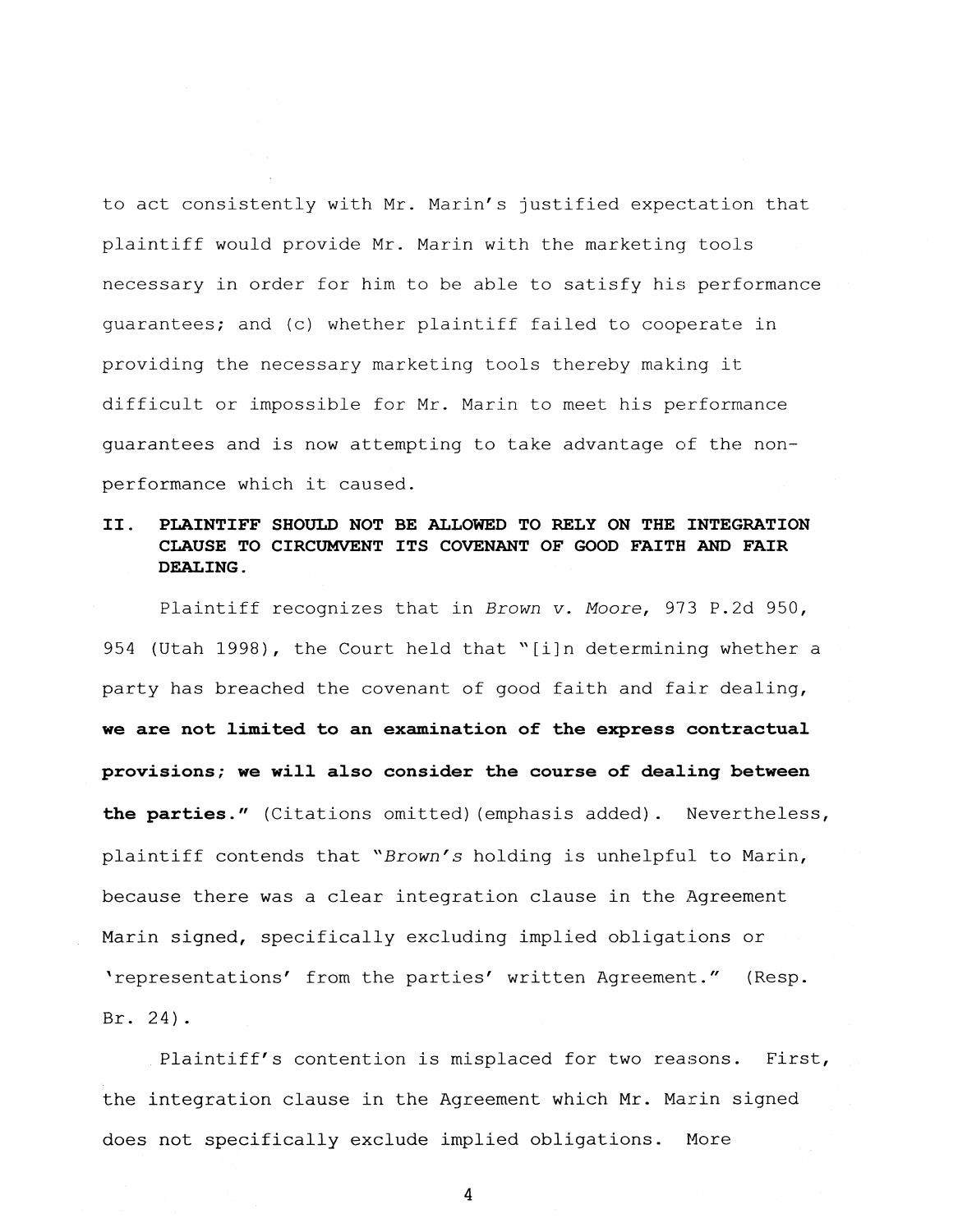to act consistently with Mr. Marin's justified expectation that plaintiff would provide Mr. Marin with the marketing tools necessary in order for him to be able to satisfy his performance guarantees; and (c) whether plaintiff failed to cooperate in providing the necessary marketing tools thereby making it difficult or impossible for Mr. Marin to meet his performance guarantees and is now attempting to take advantage of the non-performance which it caused.

## II. PLAINTIFF SHOULD NOT BE ALLOWED TO RELY ON THE INTEGRATION CLAUSE TO CIRCUMVENT ITS COVENANT OF GOOD FAITH AND FAIR DEALING.

Plaintiff recognizes that in *Brown v. Moore*, 973 P.2d 950, 954 (Utah 1998), the Court held that "[i]n determining whether a party has breached the covenant of good faith and fair dealing, **we are not limited to an examination of the express contractual provisions; we will also consider the course of dealing between the parties.**" (Citations omitted)(emphasis added). Nevertheless, plaintiff contends that "*Brown's* holding is unhelpful to Marin, because there was a clear integration clause in the Agreement Marin signed, specifically excluding implied obligations or 'representations' from the parties' written Agreement." (Resp. Br. 24).

Plaintiff's contention is misplaced for two reasons. First, the integration clause in the Agreement which Mr. Marin signed does not specifically exclude implied obligations. More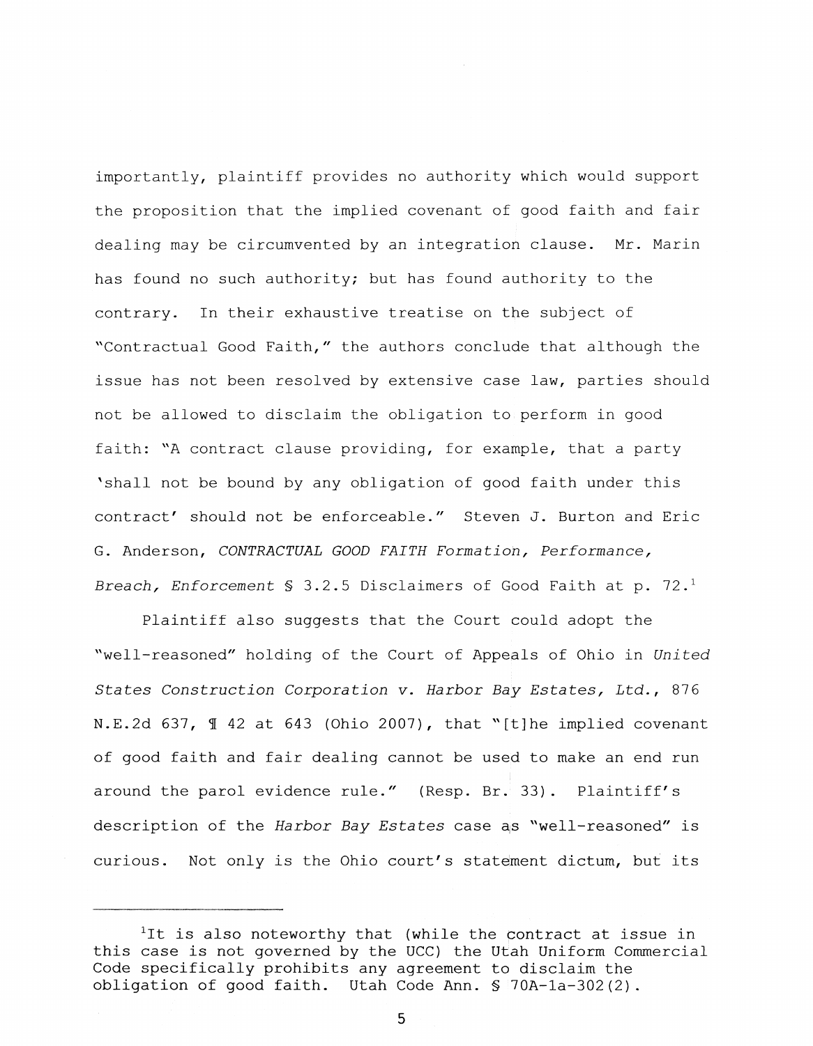importantly, plaintiff provides no authority which would support the proposition that the implied covenant of good faith and fair dealing may be circumvented by an integration clause. Mr. Marin has found no such authority; but has found authority to the contrary. In their exhaustive treatise on the subject of "Contractual Good Faith," the authors conclude that although the issue has not been resolved by extensive case law, parties should not be allowed to disclaim the obligation to perform in good faith: "A contract clause providing, for example, that a party 'shall not be bound by any obligation of good faith under this contract' should not be enforceable." Steven J. Burton and Eric G. Anderson, *CONTRACTUAL GOOD FAITH Formation, Performance, Breach, Enforcement* § 3.2.5 Disclaimers of Good Faith at p. 72.[1]

Plaintiff also suggests that the Court could adopt the "well-reasoned" holding of the Court of Appeals of Ohio in *United States Construction Corporation v. Harbor Bay Estates, Ltd.*, 876 N.E.2d 637, ¶ 42 at 643 (Ohio 2007), that "[t]he implied covenant of good faith and fair dealing cannot be used to make an end run around the parol evidence rule." (Resp. Br. 33). Plaintiff's description of the *Harbor Bay Estates* case as "well-reasoned" is curious. Not only is the Ohio court's statement dictum, but its

---

[1] It is also noteworthy that (while the contract at issue in this case is not governed by the UCC) the Utah Uniform Commercial Code specifically prohibits any agreement to disclaim the obligation of good faith. Utah Code Ann. § 70A-1a-302(2).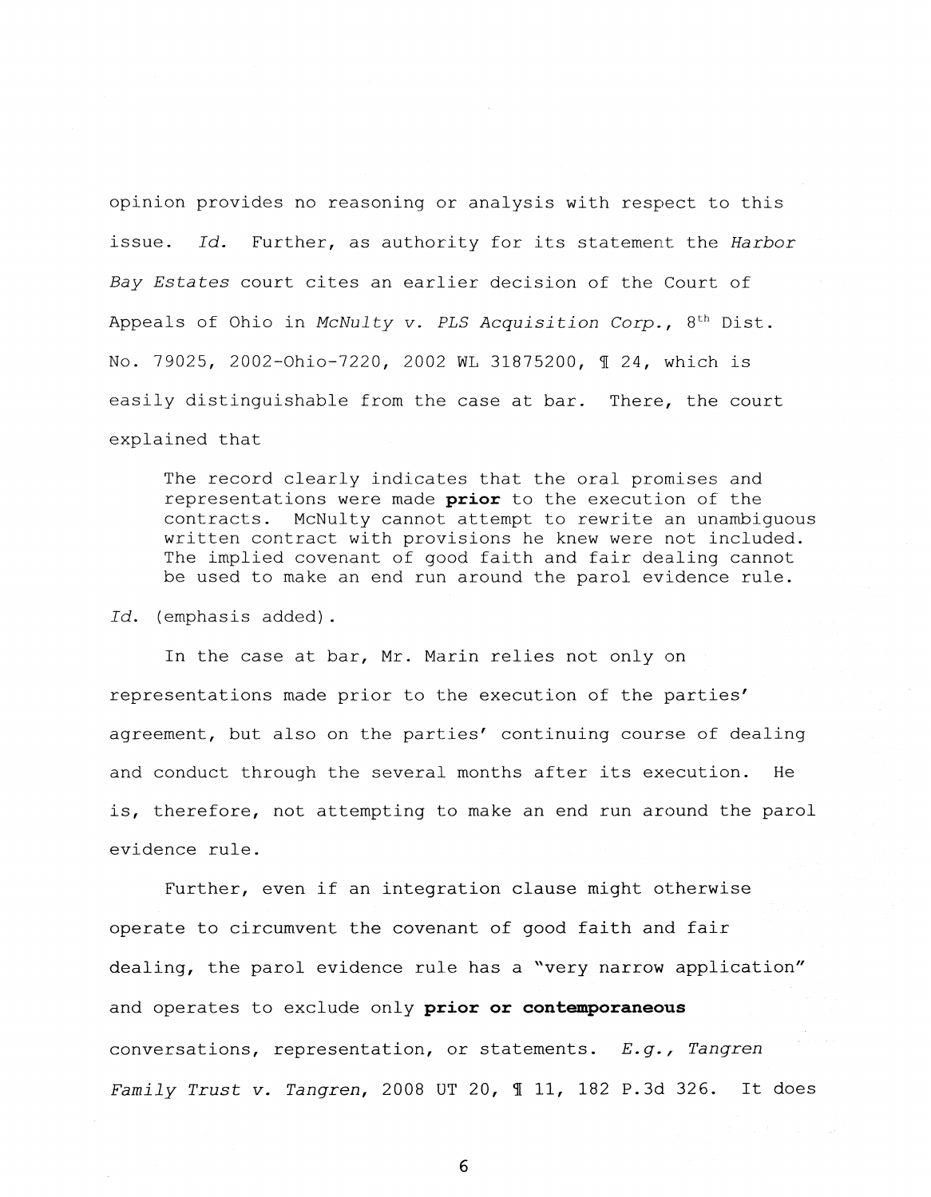opinion provides no reasoning or analysis with respect to this issue. *Id.* Further, as authority for its statement the *Harbor Bay Estates* court cites an earlier decision of the Court of Appeals of Ohio in *McNulty v. PLS Acquisition Corp.*, 8th Dist. No. 79025, 2002-Ohio-7220, 2002 WL 31875200, ¶ 24, which is easily distinguishable from the case at bar. There, the court explained that

> The record clearly indicates that the oral promises and representations were made **prior** to the execution of the contracts. McNulty cannot attempt to rewrite an unambiguous written contract with provisions he knew were not included. The implied covenant of good faith and fair dealing cannot be used to make an end run around the parol evidence rule.

*Id.* (emphasis added).

In the case at bar, Mr. Marin relies not only on representations made prior to the execution of the parties' agreement, but also on the parties' continuing course of dealing and conduct through the several months after its execution. He is, therefore, not attempting to make an end run around the parol evidence rule.

Further, even if an integration clause might otherwise operate to circumvent the covenant of good faith and fair dealing, the parol evidence rule has a "very narrow application" and operates to exclude only **prior or contemporaneous** conversations, representation, or statements. *E.g.*, *Tangren Family Trust v. Tangren*, 2008 UT 20, ¶ 11, 182 P.3d 326. It does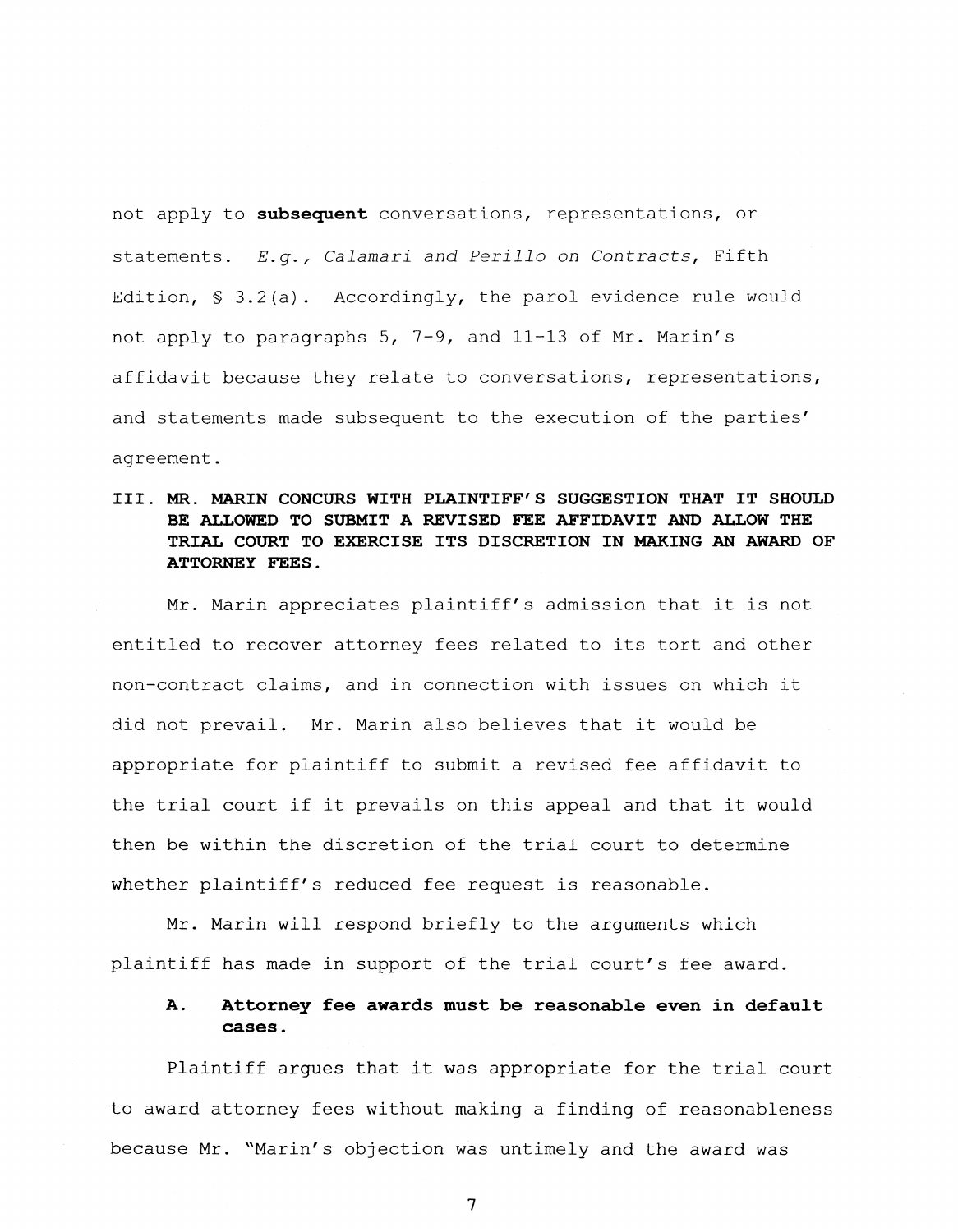not apply to **subsequent** conversations, representations, or statements. *E.g., Calamari and Perillo on Contracts*, Fifth Edition, § 3.2(a). Accordingly, the parol evidence rule would not apply to paragraphs 5, 7-9, and 11-13 of Mr. Marin's affidavit because they relate to conversations, representations, and statements made subsequent to the execution of the parties' agreement.

## III. MR. MARIN CONCURS WITH PLAINTIFF'S SUGGESTION THAT IT SHOULD BE ALLOWED TO SUBMIT A REVISED FEE AFFIDAVIT AND ALLOW THE TRIAL COURT TO EXERCISE ITS DISCRETION IN MAKING AN AWARD OF ATTORNEY FEES.

Mr. Marin appreciates plaintiff's admission that it is not entitled to recover attorney fees related to its tort and other non-contract claims, and in connection with issues on which it did not prevail. Mr. Marin also believes that it would be appropriate for plaintiff to submit a revised fee affidavit to the trial court if it prevails on this appeal and that it would then be within the discretion of the trial court to determine whether plaintiff's reduced fee request is reasonable.

Mr. Marin will respond briefly to the arguments which plaintiff has made in support of the trial court's fee award.

### A. Attorney fee awards must be reasonable even in default cases.

Plaintiff argues that it was appropriate for the trial court to award attorney fees without making a finding of reasonableness because Mr. "Marin's objection was untimely and the award was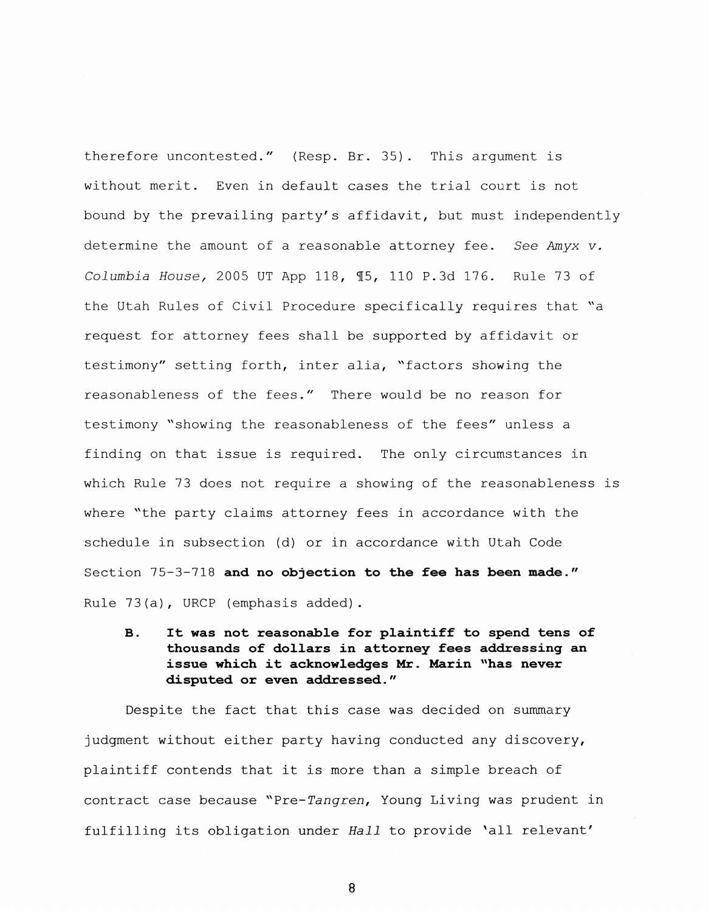therefore uncontested." (Resp. Br. 35). This argument is without merit. Even in default cases the trial court is not bound by the prevailing party's affidavit, but must independently determine the amount of a reasonable attorney fee. *See Amyx v. Columbia House,* 2005 UT App 118, ¶5, 110 P.3d 176. Rule 73 of the Utah Rules of Civil Procedure specifically requires that "a request for attorney fees shall be supported by affidavit or testimony" setting forth, inter alia, "factors showing the reasonableness of the fees." There would be no reason for testimony "showing the reasonableness of the fees" unless a finding on that issue is required. The only circumstances in which Rule 73 does not require a showing of the reasonableness is where "the party claims attorney fees in accordance with the schedule in subsection (d) or in accordance with Utah Code Section 75-3-718 **and no objection to the fee has been made.**" Rule 73(a), URCP (emphasis added).

### B. It was not reasonable for plaintiff to spend tens of thousands of dollars in attorney fees addressing an issue which it acknowledges Mr. Marin "has never disputed or even addressed."

Despite the fact that this case was decided on summary judgment without either party having conducted any discovery, plaintiff contends that it is more than a simple breach of contract case because "Pre-*Tangren*, Young Living was prudent in fulfilling its obligation under *Hall* to provide 'all relevant'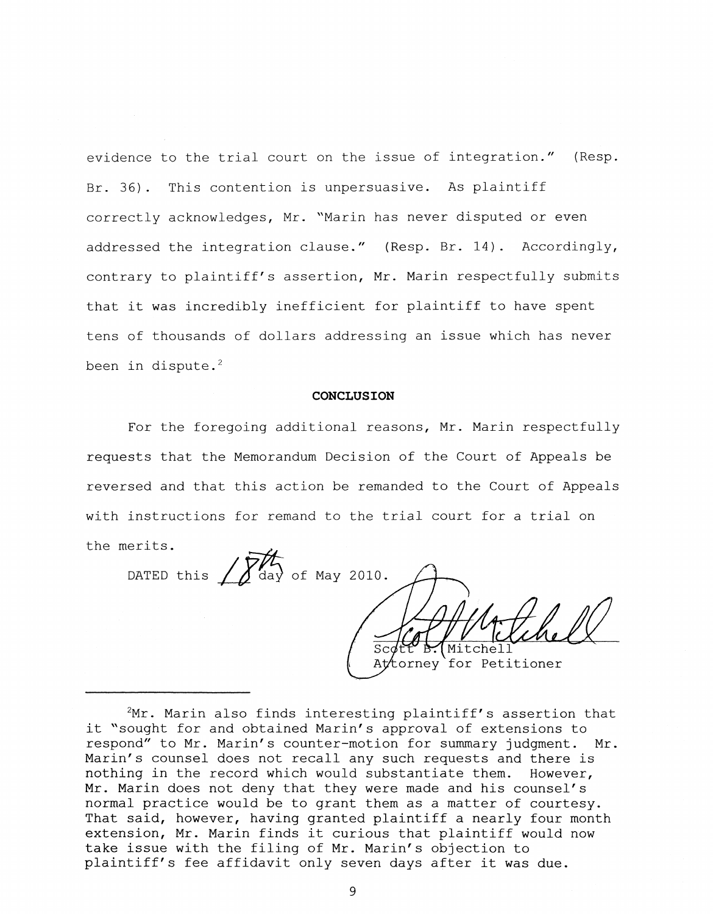evidence to the trial court on the issue of integration." (Resp. Br. 36). This contention is unpersuasive. As plaintiff correctly acknowledges, Mr. "Marin has never disputed or even addressed the integration clause." (Resp. Br. 14). Accordingly, contrary to plaintiff's assertion, Mr. Marin respectfully submits that it was incredibly inefficient for plaintiff to have spent tens of thousands of dollars addressing an issue which has never been in dispute.[2]

## CONCLUSION

For the foregoing additional reasons, Mr. Marin respectfully requests that the Memorandum Decision of the Court of Appeals be reversed and that this action be remanded to the Court of Appeals with instructions for remand to the trial court for a trial on the merits.

DATED this 18th day of May 2010.

Scott B. Mitchell
Attorney for Petitioner

---

[2]Mr. Marin also finds interesting plaintiff's assertion that it "sought for and obtained Marin's approval of extensions to respond" to Mr. Marin's counter-motion for summary judgment. Mr. Marin's counsel does not recall any such requests and there is nothing in the record which would substantiate them. However, Mr. Marin does not deny that they were made and his counsel's normal practice would be to grant them as a matter of courtesy. That said, however, having granted plaintiff a nearly four month extension, Mr. Marin finds it curious that plaintiff would now take issue with the filing of Mr. Marin's objection to plaintiff's fee affidavit only seven days after it was due.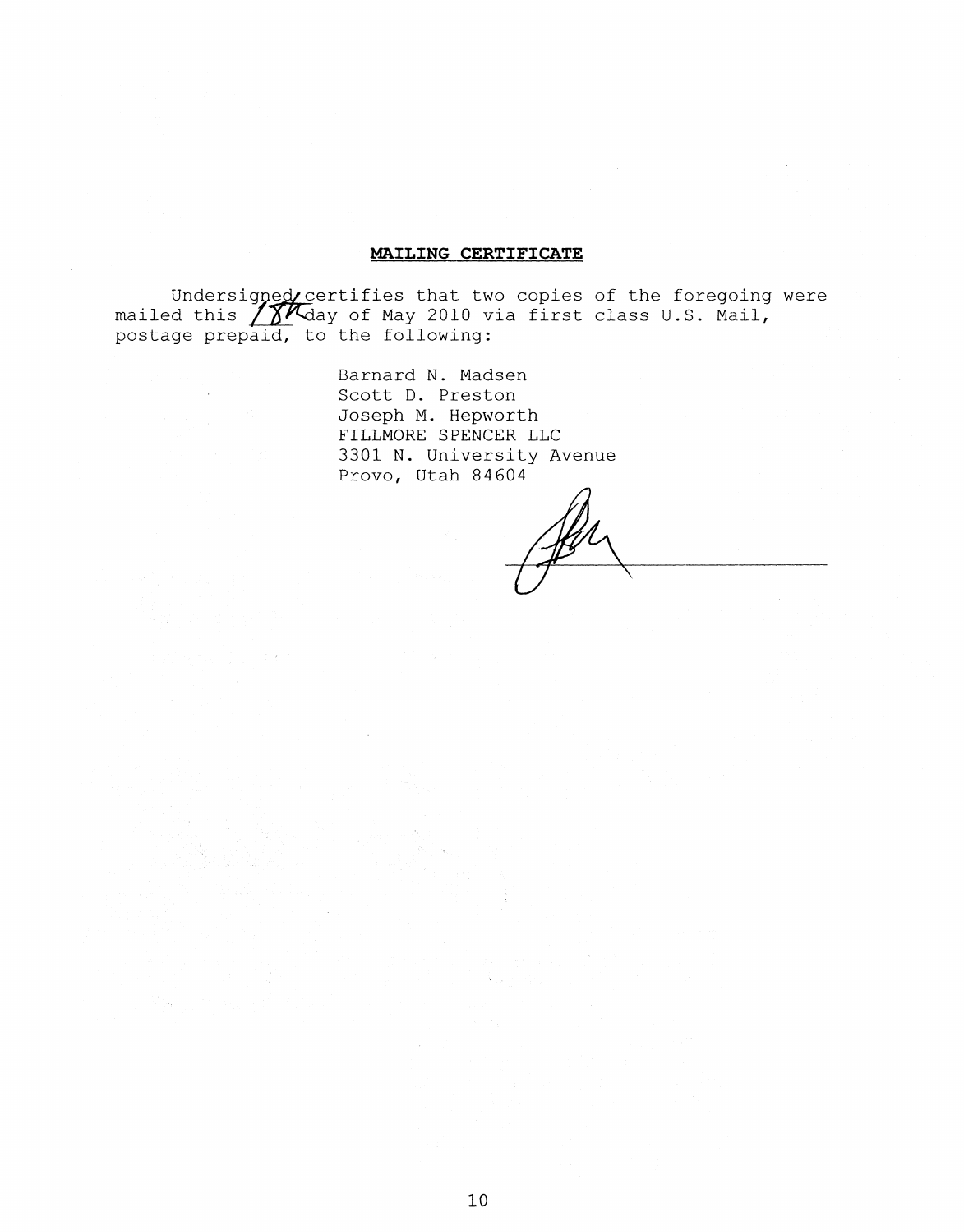**MAILING CERTIFICATE**

Undersigned certifies that two copies of the foregoing were mailed this 18th day of May 2010 via first class U.S. Mail, postage prepaid, to the following:

Barnard N. Madsen
Scott D. Preston
Joseph M. Hepworth
FILLMORE SPENCER LLC
3301 N. University Avenue
Provo, Utah 84604